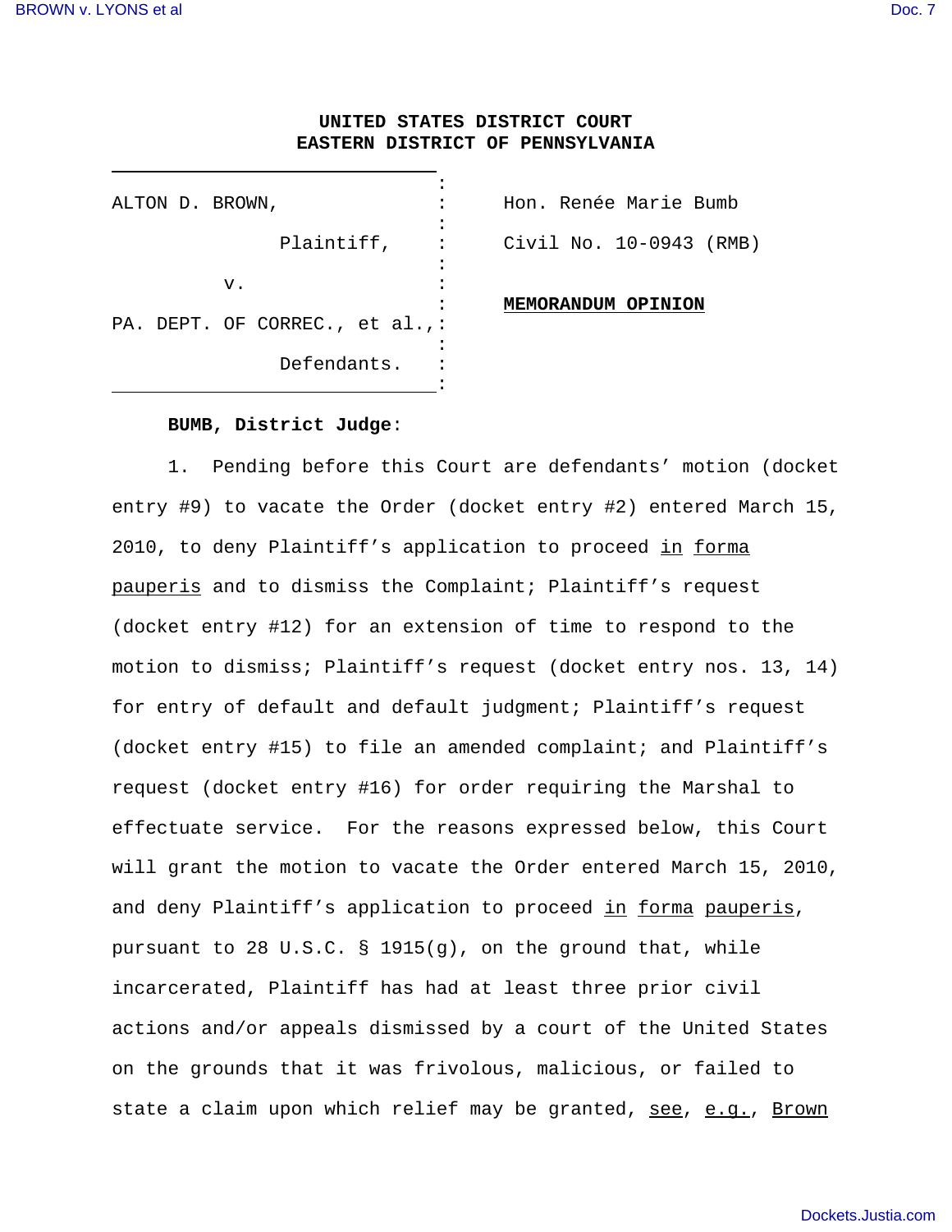**UNITED STATES DISTRICT COURT**
**EASTERN DISTRICT OF PENNSYLVANIA**

| | |
|---|---|
| ALTON D. BROWN, Plaintiff, v. PA. DEPT. OF CORREC., et al., Defendants. | Hon. Renée Marie Bumb Civil No. 10-0943 (RMB) **MEMORANDUM OPINION** |

**BUMB, District Judge**:

1. Pending before this Court are defendants' motion (docket entry #9) to vacate the Order (docket entry #2) entered March 15, 2010, to deny Plaintiff's application to proceed _in forma pauperis_ and to dismiss the Complaint; Plaintiff's request (docket entry #12) for an extension of time to respond to the motion to dismiss; Plaintiff's request (docket entry nos. 13, 14) for entry of default and default judgment; Plaintiff's request (docket entry #15) to file an amended complaint; and Plaintiff's request (docket entry #16) for order requiring the Marshal to effectuate service. For the reasons expressed below, this Court will grant the motion to vacate the Order entered March 15, 2010, and deny Plaintiff's application to proceed _in forma pauperis_, pursuant to 28 U.S.C. § 1915(g), on the ground that, while incarcerated, Plaintiff has had at least three prior civil actions and/or appeals dismissed by a court of the United States on the grounds that it was frivolous, malicious, or failed to state a claim upon which relief may be granted, _see_, _e.g._, _Brown_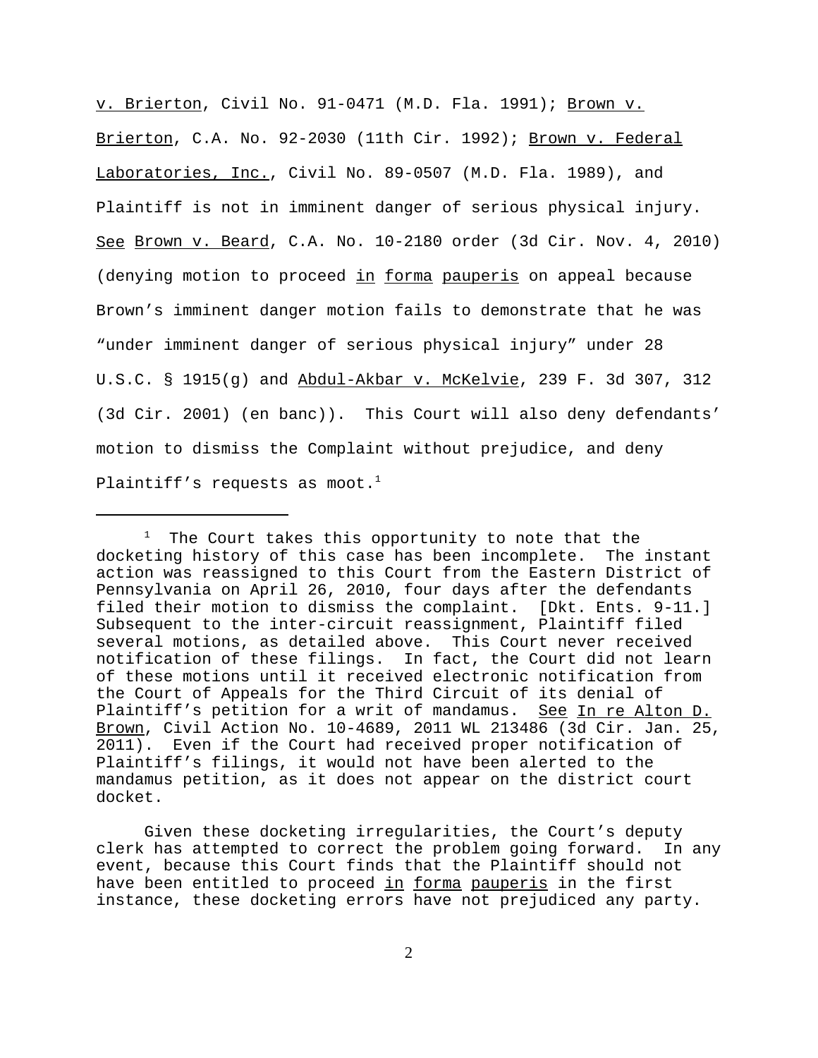v. Brierton, Civil No. 91-0471 (M.D. Fla. 1991); Brown v. Brierton, C.A. No. 92-2030 (11th Cir. 1992); Brown v. Federal Laboratories, Inc., Civil No. 89-0507 (M.D. Fla. 1989), and Plaintiff is not in imminent danger of serious physical injury. See Brown v. Beard, C.A. No. 10-2180 order (3d Cir. Nov. 4, 2010) (denying motion to proceed in forma pauperis on appeal because Brown's imminent danger motion fails to demonstrate that he was "under imminent danger of serious physical injury" under 28 U.S.C. § 1915(g) and Abdul-Akbar v. McKelvie, 239 F. 3d 307, 312 (3d Cir. 2001) (en banc)). This Court will also deny defendants' motion to dismiss the Complaint without prejudice, and deny Plaintiff's requests as moot.[1]

---

[1] The Court takes this opportunity to note that the docketing history of this case has been incomplete. The instant action was reassigned to this Court from the Eastern District of Pennsylvania on April 26, 2010, four days after the defendants filed their motion to dismiss the complaint. [Dkt. Ents. 9-11.] Subsequent to the inter-circuit reassignment, Plaintiff filed several motions, as detailed above. This Court never received notification of these filings. In fact, the Court did not learn of these motions until it received electronic notification from the Court of Appeals for the Third Circuit of its denial of Plaintiff's petition for a writ of mandamus. See In re Alton D. Brown, Civil Action No. 10-4689, 2011 WL 213486 (3d Cir. Jan. 25, 2011). Even if the Court had received proper notification of Plaintiff's filings, it would not have been alerted to the mandamus petition, as it does not appear on the district court docket.

Given these docketing irregularities, the Court's deputy clerk has attempted to correct the problem going forward. In any event, because this Court finds that the Plaintiff should not have been entitled to proceed in forma pauperis in the first instance, these docketing errors have not prejudiced any party.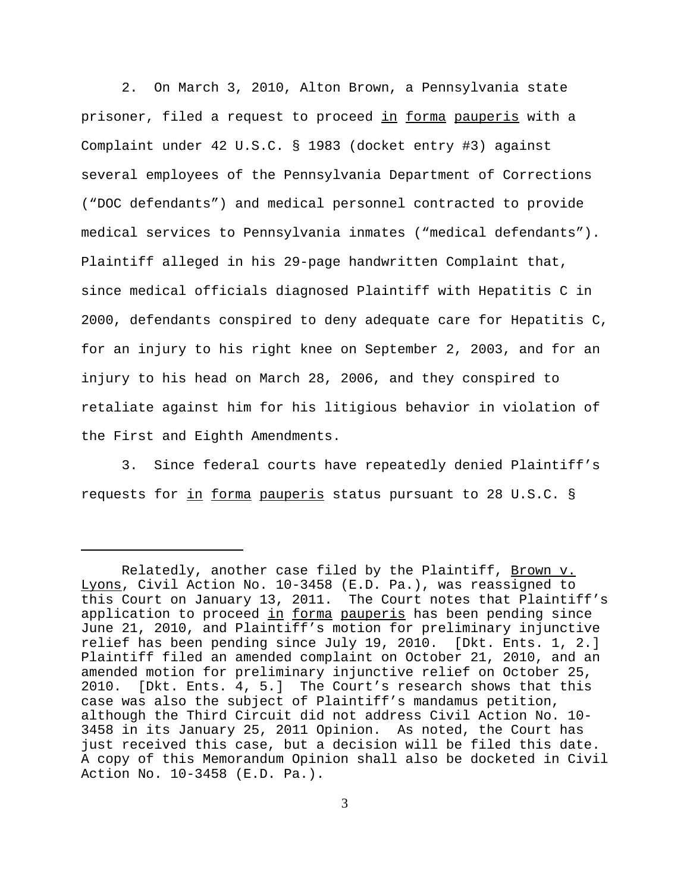2. On March 3, 2010, Alton Brown, a Pennsylvania state prisoner, filed a request to proceed in forma pauperis with a Complaint under 42 U.S.C. § 1983 (docket entry #3) against several employees of the Pennsylvania Department of Corrections ("DOC defendants") and medical personnel contracted to provide medical services to Pennsylvania inmates ("medical defendants"). Plaintiff alleged in his 29-page handwritten Complaint that, since medical officials diagnosed Plaintiff with Hepatitis C in 2000, defendants conspired to deny adequate care for Hepatitis C, for an injury to his right knee on September 2, 2003, and for an injury to his head on March 28, 2006, and they conspired to retaliate against him for his litigious behavior in violation of the First and Eighth Amendments.

3. Since federal courts have repeatedly denied Plaintiff's requests for in forma pauperis status pursuant to 28 U.S.C. §

---

Relatedly, another case filed by the Plaintiff, Brown v. Lyons, Civil Action No. 10-3458 (E.D. Pa.), was reassigned to this Court on January 13, 2011. The Court notes that Plaintiff's application to proceed in forma pauperis has been pending since June 21, 2010, and Plaintiff's motion for preliminary injunctive relief has been pending since July 19, 2010. [Dkt. Ents. 1, 2.] Plaintiff filed an amended complaint on October 21, 2010, and an amended motion for preliminary injunctive relief on October 25, 2010. [Dkt. Ents. 4, 5.] The Court's research shows that this case was also the subject of Plaintiff's mandamus petition, although the Third Circuit did not address Civil Action No. 10-3458 in its January 25, 2011 Opinion. As noted, the Court has just received this case, but a decision will be filed this date. A copy of this Memorandum Opinion shall also be docketed in Civil Action No. 10-3458 (E.D. Pa.).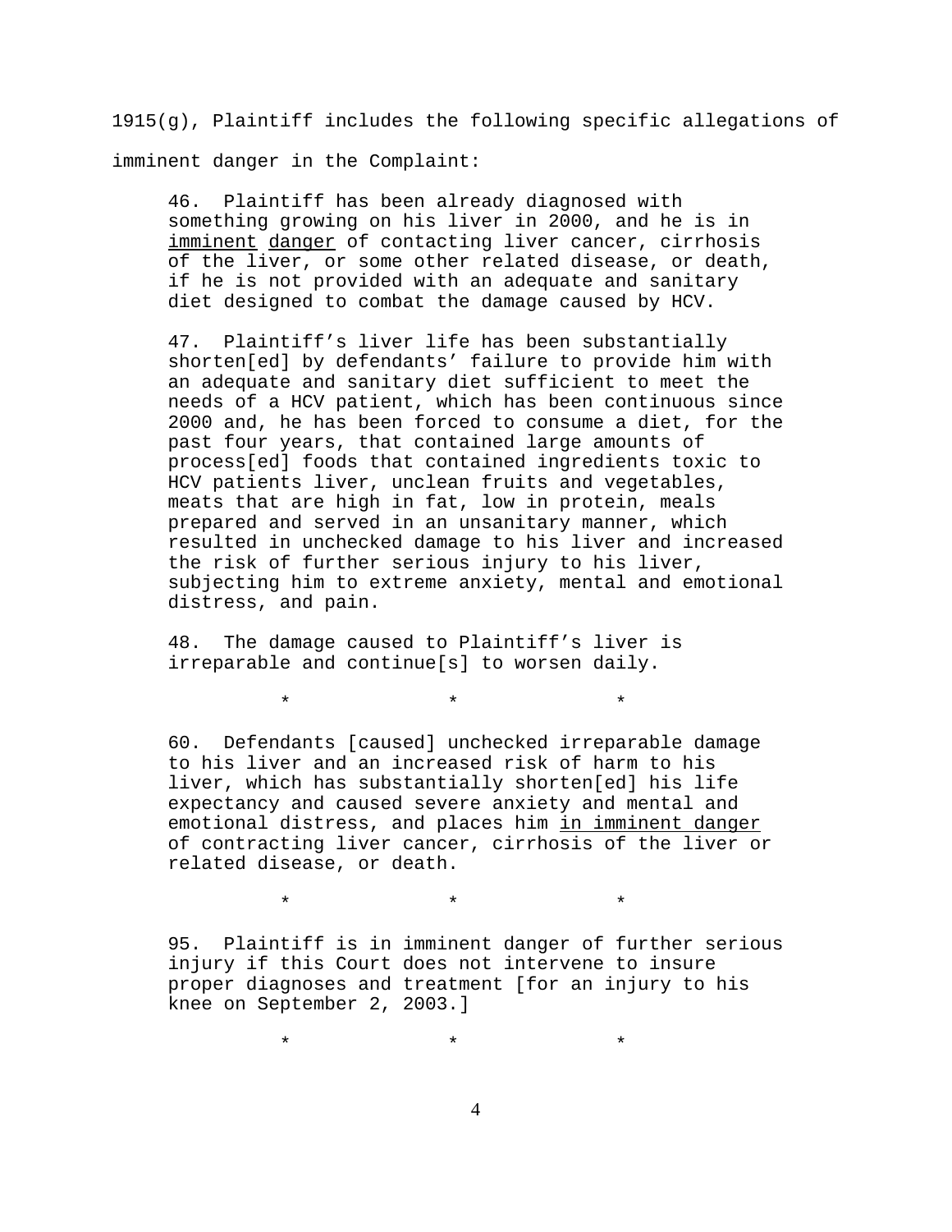1915(g), Plaintiff includes the following specific allegations of imminent danger in the Complaint:

> 46. Plaintiff has been already diagnosed with something growing on his liver in 2000, and he is in <u>imminent danger</u> of contacting liver cancer, cirrhosis of the liver, or some other related disease, or death, if he is not provided with an adequate and sanitary diet designed to combat the damage caused by HCV.
>
> 47. Plaintiff's liver life has been substantially shorten[ed] by defendants' failure to provide him with an adequate and sanitary diet sufficient to meet the needs of a HCV patient, which has been continuous since 2000 and, he has been forced to consume a diet, for the past four years, that contained large amounts of process[ed] foods that contained ingredients toxic to HCV patients liver, unclean fruits and vegetables, meats that are high in fat, low in protein, meals prepared and served in an unsanitary manner, which resulted in unchecked damage to his liver and increased the risk of further serious injury to his liver, subjecting him to extreme anxiety, mental and emotional distress, and pain.
>
> 48. The damage caused to Plaintiff's liver is irreparable and continue[s] to worsen daily.
>
> \* \* \*
>
> 60. Defendants [caused] unchecked irreparable damage to his liver and an increased risk of harm to his liver, which has substantially shorten[ed] his life expectancy and caused severe anxiety and mental and emotional distress, and places him <u>in imminent danger</u> of contracting liver cancer, cirrhosis of the liver or related disease, or death.
>
> \* \* \*
>
> 95. Plaintiff is in imminent danger of further serious injury if this Court does not intervene to insure proper diagnoses and treatment [for an injury to his knee on September 2, 2003.]
>
> \* \* \*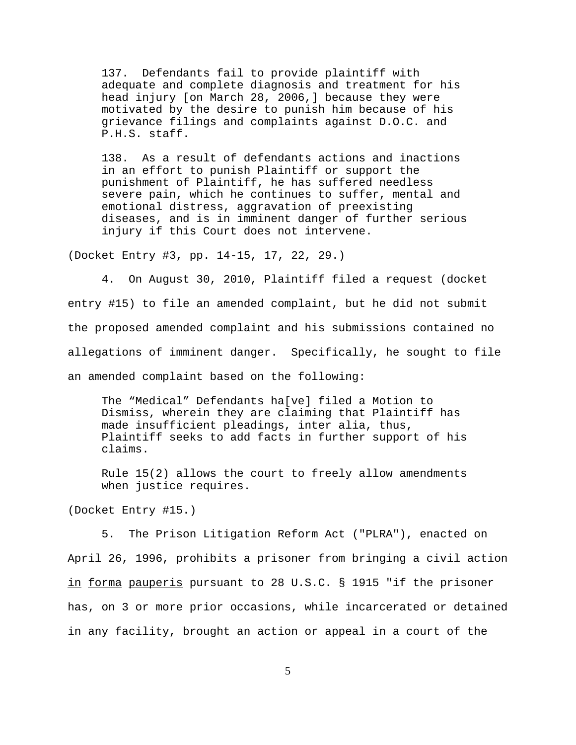> 137. Defendants fail to provide plaintiff with adequate and complete diagnosis and treatment for his head injury [on March 28, 2006,] because they were motivated by the desire to punish him because of his grievance filings and complaints against D.O.C. and P.H.S. staff.
>
> 138. As a result of defendants actions and inactions in an effort to punish Plaintiff or support the punishment of Plaintiff, he has suffered needless severe pain, which he continues to suffer, mental and emotional distress, aggravation of preexisting diseases, and is in imminent danger of further serious injury if this Court does not intervene.

(Docket Entry #3, pp. 14-15, 17, 22, 29.)

4. On August 30, 2010, Plaintiff filed a request (docket entry #15) to file an amended complaint, but he did not submit the proposed amended complaint and his submissions contained no allegations of imminent danger. Specifically, he sought to file an amended complaint based on the following:

> The "Medical" Defendants ha[ve] filed a Motion to Dismiss, wherein they are claiming that Plaintiff has made insufficient pleadings, inter alia, thus, Plaintiff seeks to add facts in further support of his claims.
>
> Rule 15(2) allows the court to freely allow amendments when justice requires.

(Docket Entry #15.)

5. The Prison Litigation Reform Act ("PLRA"), enacted on April 26, 1996, prohibits a prisoner from bringing a civil action _in forma pauperis_ pursuant to 28 U.S.C. § 1915 "if the prisoner has, on 3 or more prior occasions, while incarcerated or detained in any facility, brought an action or appeal in a court of the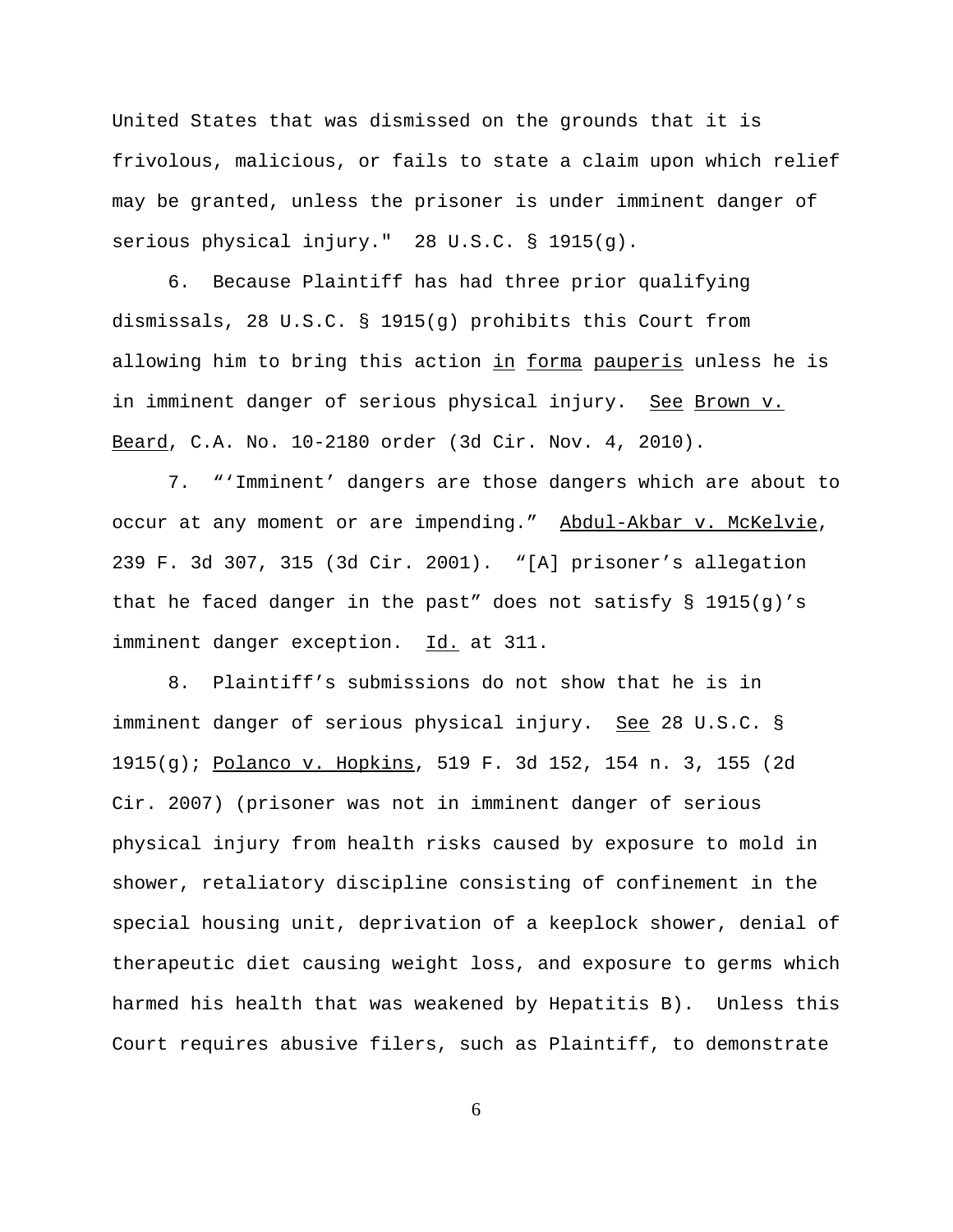United States that was dismissed on the grounds that it is frivolous, malicious, or fails to state a claim upon which relief may be granted, unless the prisoner is under imminent danger of serious physical injury." 28 U.S.C. § 1915(g).

6. Because Plaintiff has had three prior qualifying dismissals, 28 U.S.C. § 1915(g) prohibits this Court from allowing him to bring this action in forma pauperis unless he is in imminent danger of serious physical injury. See Brown v. Beard, C.A. No. 10-2180 order (3d Cir. Nov. 4, 2010).

7. "'Imminent' dangers are those dangers which are about to occur at any moment or are impending." Abdul-Akbar v. McKelvie, 239 F. 3d 307, 315 (3d Cir. 2001). "[A] prisoner's allegation that he faced danger in the past" does not satisfy § 1915(g)'s imminent danger exception. Id. at 311.

8. Plaintiff's submissions do not show that he is in imminent danger of serious physical injury. See 28 U.S.C. § 1915(g); Polanco v. Hopkins, 519 F. 3d 152, 154 n. 3, 155 (2d Cir. 2007) (prisoner was not in imminent danger of serious physical injury from health risks caused by exposure to mold in shower, retaliatory discipline consisting of confinement in the special housing unit, deprivation of a keeplock shower, denial of therapeutic diet causing weight loss, and exposure to germs which harmed his health that was weakened by Hepatitis B). Unless this Court requires abusive filers, such as Plaintiff, to demonstrate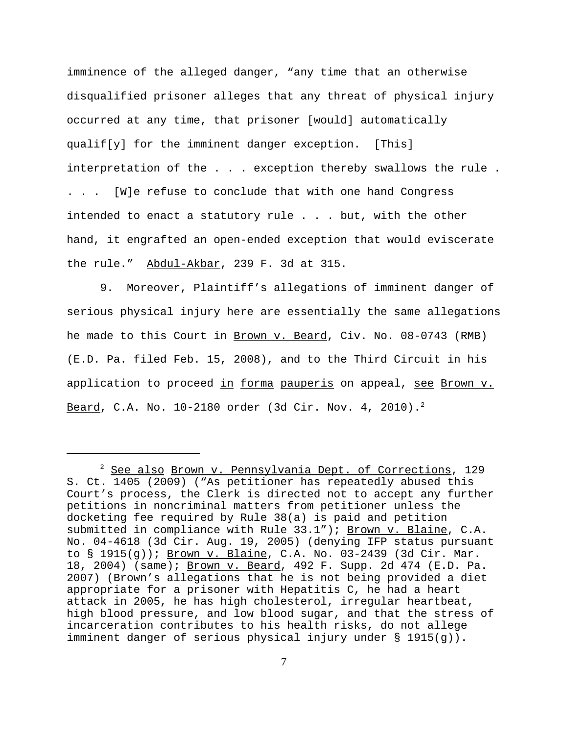imminence of the alleged danger, "any time that an otherwise disqualified prisoner alleges that any threat of physical injury occurred at any time, that prisoner [would] automatically qualif[y] for the imminent danger exception. [This] interpretation of the . . . exception thereby swallows the rule . . . . [W]e refuse to conclude that with one hand Congress intended to enact a statutory rule . . . but, with the other hand, it engrafted an open-ended exception that would eviscerate the rule." Abdul-Akbar, 239 F. 3d at 315.

9. Moreover, Plaintiff's allegations of imminent danger of serious physical injury here are essentially the same allegations he made to this Court in Brown v. Beard, Civ. No. 08-0743 (RMB) (E.D. Pa. filed Feb. 15, 2008), and to the Third Circuit in his application to proceed in forma pauperis on appeal, see Brown v. Beard, C.A. No. 10-2180 order (3d Cir. Nov. 4, 2010).[2]

---

[2] See also Brown v. Pennsylvania Dept. of Corrections, 129 S. Ct. 1405 (2009) ("As petitioner has repeatedly abused this Court's process, the Clerk is directed not to accept any further petitions in noncriminal matters from petitioner unless the docketing fee required by Rule 38(a) is paid and petition submitted in compliance with Rule 33.1"); Brown v. Blaine, C.A. No. 04-4618 (3d Cir. Aug. 19, 2005) (denying IFP status pursuant to § 1915(g)); Brown v. Blaine, C.A. No. 03-2439 (3d Cir. Mar. 18, 2004) (same); Brown v. Beard, 492 F. Supp. 2d 474 (E.D. Pa. 2007) (Brown's allegations that he is not being provided a diet appropriate for a prisoner with Hepatitis C, he had a heart attack in 2005, he has high cholesterol, irregular heartbeat, high blood pressure, and low blood sugar, and that the stress of incarceration contributes to his health risks, do not allege imminent danger of serious physical injury under § 1915(g)).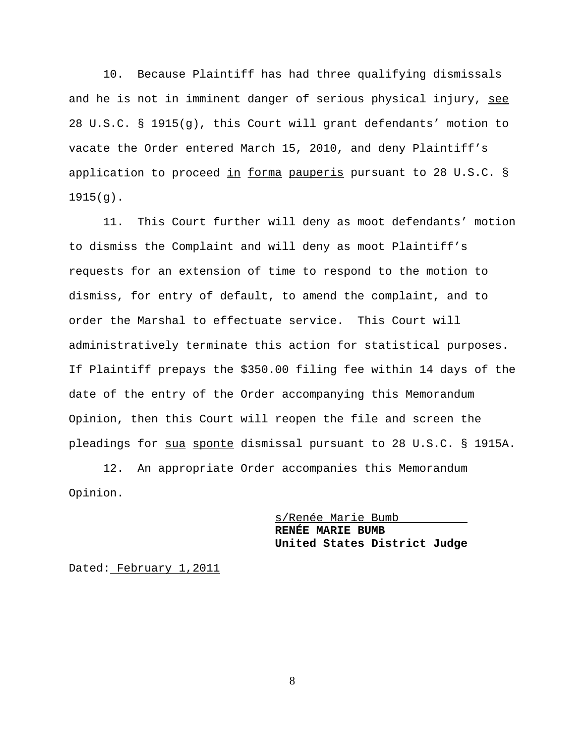10. Because Plaintiff has had three qualifying dismissals and he is not in imminent danger of serious physical injury, see 28 U.S.C. § 1915(g), this Court will grant defendants' motion to vacate the Order entered March 15, 2010, and deny Plaintiff's application to proceed in forma pauperis pursuant to 28 U.S.C. § 1915(g).

11. This Court further will deny as moot defendants' motion to dismiss the Complaint and will deny as moot Plaintiff's requests for an extension of time to respond to the motion to dismiss, for entry of default, to amend the complaint, and to order the Marshal to effectuate service. This Court will administratively terminate this action for statistical purposes. If Plaintiff prepays the $350.00 filing fee within 14 days of the date of the entry of the Order accompanying this Memorandum Opinion, then this Court will reopen the file and screen the pleadings for sua sponte dismissal pursuant to 28 U.S.C. § 1915A.

12. An appropriate Order accompanies this Memorandum Opinion.

s/Renée Marie Bumb
**RENÉE MARIE BUMB**
**United States District Judge**

Dated: February 1,2011